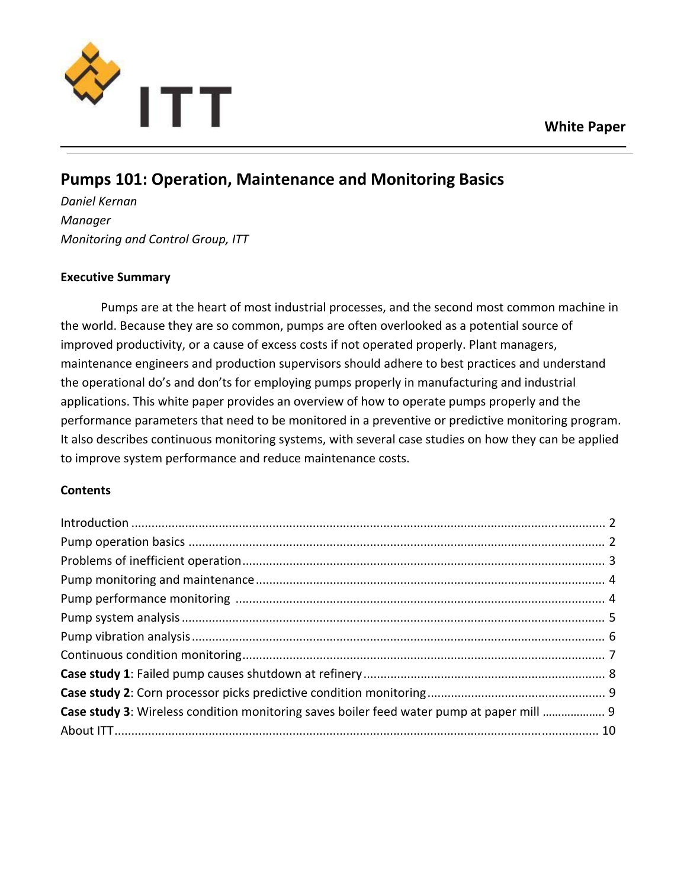White Paper

# Pumps 101: Operation, Maintenance and Monitoring Basics

*Daniel Kernan*
*Manager*
*Monitoring and Control Group, ITT*

## Executive Summary

Pumps are at the heart of most industrial processes, and the second most common machine in the world. Because they are so common, pumps are often overlooked as a potential source of improved productivity, or a cause of excess costs if not operated properly. Plant managers, maintenance engineers and production supervisors should adhere to best practices and understand the operational do's and don'ts for employing pumps properly in manufacturing and industrial applications. This white paper provides an overview of how to operate pumps properly and the performance parameters that need to be monitored in a preventive or predictive monitoring program. It also describes continuous monitoring systems, with several case studies on how they can be applied to improve system performance and reduce maintenance costs.

## Contents

Introduction ........ 2
Pump operation basics ........ 2
Problems of inefficient operation ........ 3
Pump monitoring and maintenance ........ 4
Pump performance monitoring ........ 4
Pump system analysis ........ 5
Pump vibration analysis ........ 6
Continuous condition monitoring ........ 7
**Case study 1**: Failed pump causes shutdown at refinery ........ 8
**Case study 2**: Corn processor picks predictive condition monitoring ........ 9
**Case study 3**: Wireless condition monitoring saves boiler feed water pump at paper mill ........ 9
About ITT ........ 10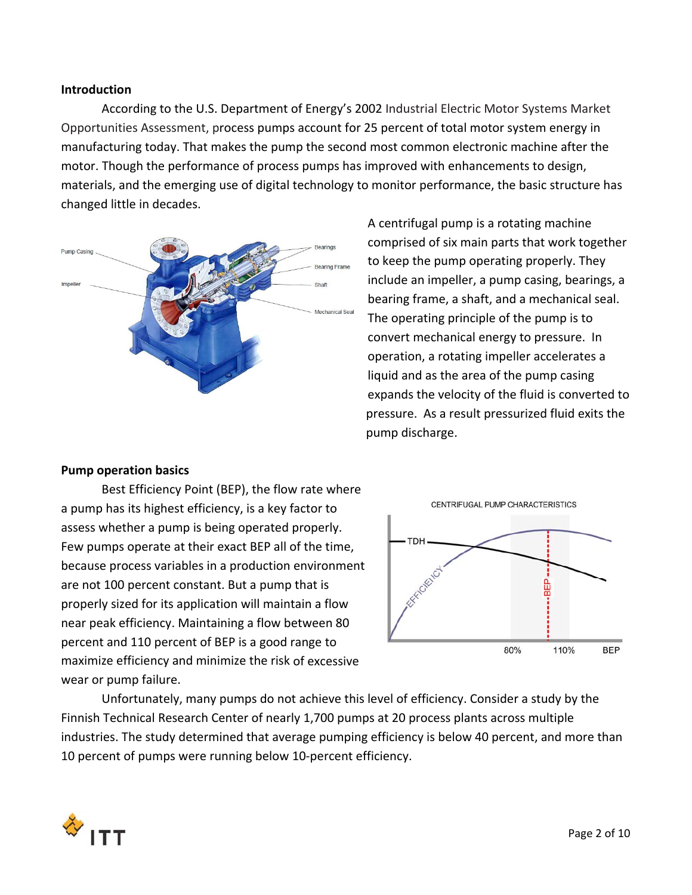## Introduction

According to the U.S. Department of Energy's 2002 Industrial Electric Motor Systems Market Opportunities Assessment, process pumps account for 25 percent of total motor system energy in manufacturing today. That makes the pump the second most common electronic machine after the motor. Though the performance of process pumps has improved with enhancements to design, materials, and the emerging use of digital technology to monitor performance, the basic structure has changed little in decades.

A centrifugal pump is a rotating machine comprised of six main parts that work together to keep the pump operating properly. They include an impeller, a pump casing, bearings, a bearing frame, a shaft, and a mechanical seal. The operating principle of the pump is to convert mechanical energy to pressure. In operation, a rotating impeller accelerates a liquid and as the area of the pump casing expands the velocity of the fluid is converted to pressure. As a result pressurized fluid exits the pump discharge.

## Pump operation basics

Best Efficiency Point (BEP), the flow rate where a pump has its highest efficiency, is a key factor to assess whether a pump is being operated properly. Few pumps operate at their exact BEP all of the time, because process variables in a production environment are not 100 percent constant. But a pump that is properly sized for its application will maintain a flow near peak efficiency. Maintaining a flow between 80 percent and 110 percent of BEP is a good range to maximize efficiency and minimize the risk of excessive wear or pump failure.

Unfortunately, many pumps do not achieve this level of efficiency. Consider a study by the Finnish Technical Research Center of nearly 1,700 pumps at 20 process plants across multiple industries. The study determined that average pumping efficiency is below 40 percent, and more than 10 percent of pumps were running below 10-percent efficiency.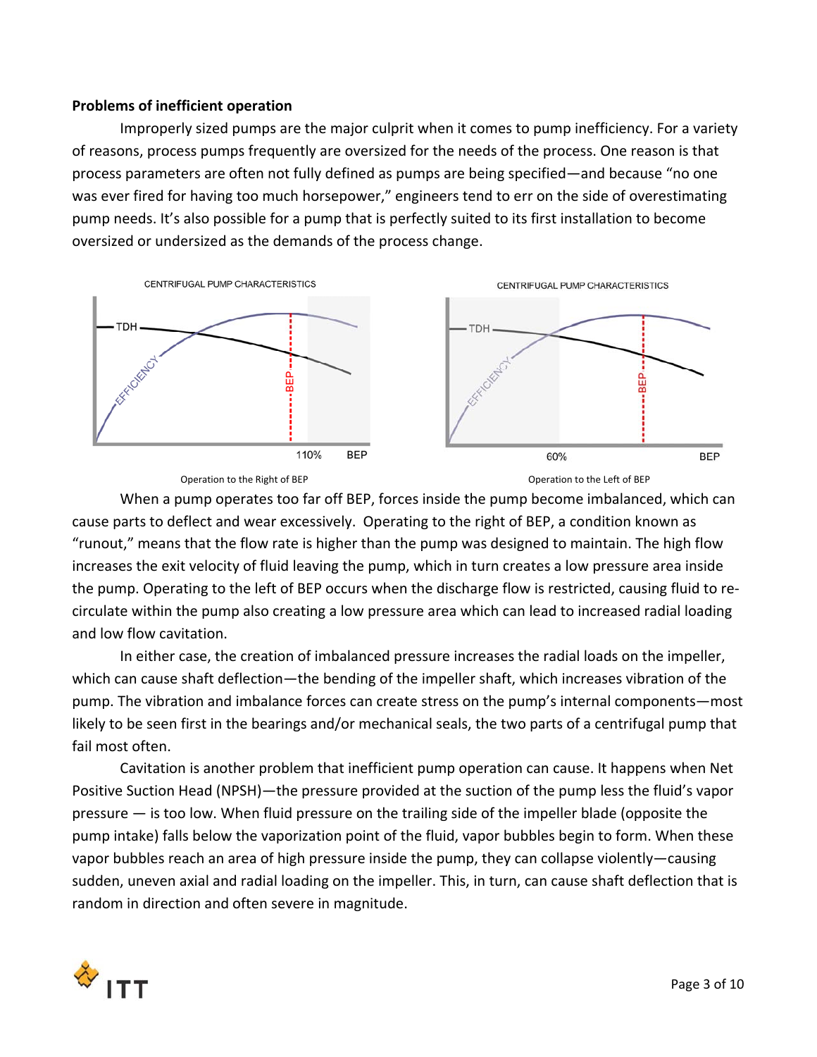**Problems of inefficient operation**

Improperly sized pumps are the major culprit when it comes to pump inefficiency. For a variety of reasons, process pumps frequently are oversized for the needs of the process. One reason is that process parameters are often not fully defined as pumps are being specified—and because "no one was ever fired for having too much horsepower," engineers tend to err on the side of overestimating pump needs. It's also possible for a pump that is perfectly suited to its first installation to become oversized or undersized as the demands of the process change.

Operation to the Right of BEP

Operation to the Left of BEP

When a pump operates too far off BEP, forces inside the pump become imbalanced, which can cause parts to deflect and wear excessively. Operating to the right of BEP, a condition known as "runout," means that the flow rate is higher than the pump was designed to maintain. The high flow increases the exit velocity of fluid leaving the pump, which in turn creates a low pressure area inside the pump. Operating to the left of BEP occurs when the discharge flow is restricted, causing fluid to re-circulate within the pump also creating a low pressure area which can lead to increased radial loading and low flow cavitation.

In either case, the creation of imbalanced pressure increases the radial loads on the impeller, which can cause shaft deflection—the bending of the impeller shaft, which increases vibration of the pump. The vibration and imbalance forces can create stress on the pump's internal components—most likely to be seen first in the bearings and/or mechanical seals, the two parts of a centrifugal pump that fail most often.

Cavitation is another problem that inefficient pump operation can cause. It happens when Net Positive Suction Head (NPSH)—the pressure provided at the suction of the pump less the fluid's vapor pressure — is too low. When fluid pressure on the trailing side of the impeller blade (opposite the pump intake) falls below the vaporization point of the fluid, vapor bubbles begin to form. When these vapor bubbles reach an area of high pressure inside the pump, they can collapse violently—causing sudden, uneven axial and radial loading on the impeller. This, in turn, can cause shaft deflection that is random in direction and often severe in magnitude.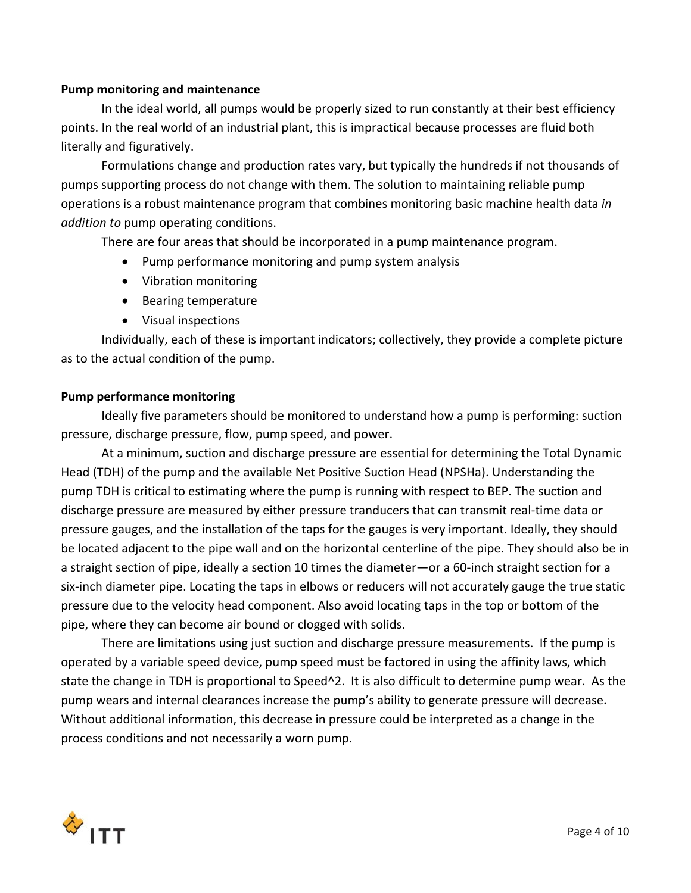**Pump monitoring and maintenance**

In the ideal world, all pumps would be properly sized to run constantly at their best efficiency points. In the real world of an industrial plant, this is impractical because processes are fluid both literally and figuratively.

Formulations change and production rates vary, but typically the hundreds if not thousands of pumps supporting process do not change with them. The solution to maintaining reliable pump operations is a robust maintenance program that combines monitoring basic machine health data *in addition to* pump operating conditions.

There are four areas that should be incorporated in a pump maintenance program.

- Pump performance monitoring and pump system analysis
- Vibration monitoring
- Bearing temperature
- Visual inspections

Individually, each of these is important indicators; collectively, they provide a complete picture as to the actual condition of the pump.

**Pump performance monitoring**

Ideally five parameters should be monitored to understand how a pump is performing: suction pressure, discharge pressure, flow, pump speed, and power.

At a minimum, suction and discharge pressure are essential for determining the Total Dynamic Head (TDH) of the pump and the available Net Positive Suction Head (NPSHa). Understanding the pump TDH is critical to estimating where the pump is running with respect to BEP. The suction and discharge pressure are measured by either pressure tranducers that can transmit real-time data or pressure gauges, and the installation of the taps for the gauges is very important. Ideally, they should be located adjacent to the pipe wall and on the horizontal centerline of the pipe. They should also be in a straight section of pipe, ideally a section 10 times the diameter—or a 60-inch straight section for a six-inch diameter pipe. Locating the taps in elbows or reducers will not accurately gauge the true static pressure due to the velocity head component. Also avoid locating taps in the top or bottom of the pipe, where they can become air bound or clogged with solids.

There are limitations using just suction and discharge pressure measurements. If the pump is operated by a variable speed device, pump speed must be factored in using the affinity laws, which state the change in TDH is proportional to $\text{Speed}^2$. It is also difficult to determine pump wear. As the pump wears and internal clearances increase the pump's ability to generate pressure will decrease. Without additional information, this decrease in pressure could be interpreted as a change in the process conditions and not necessarily a worn pump.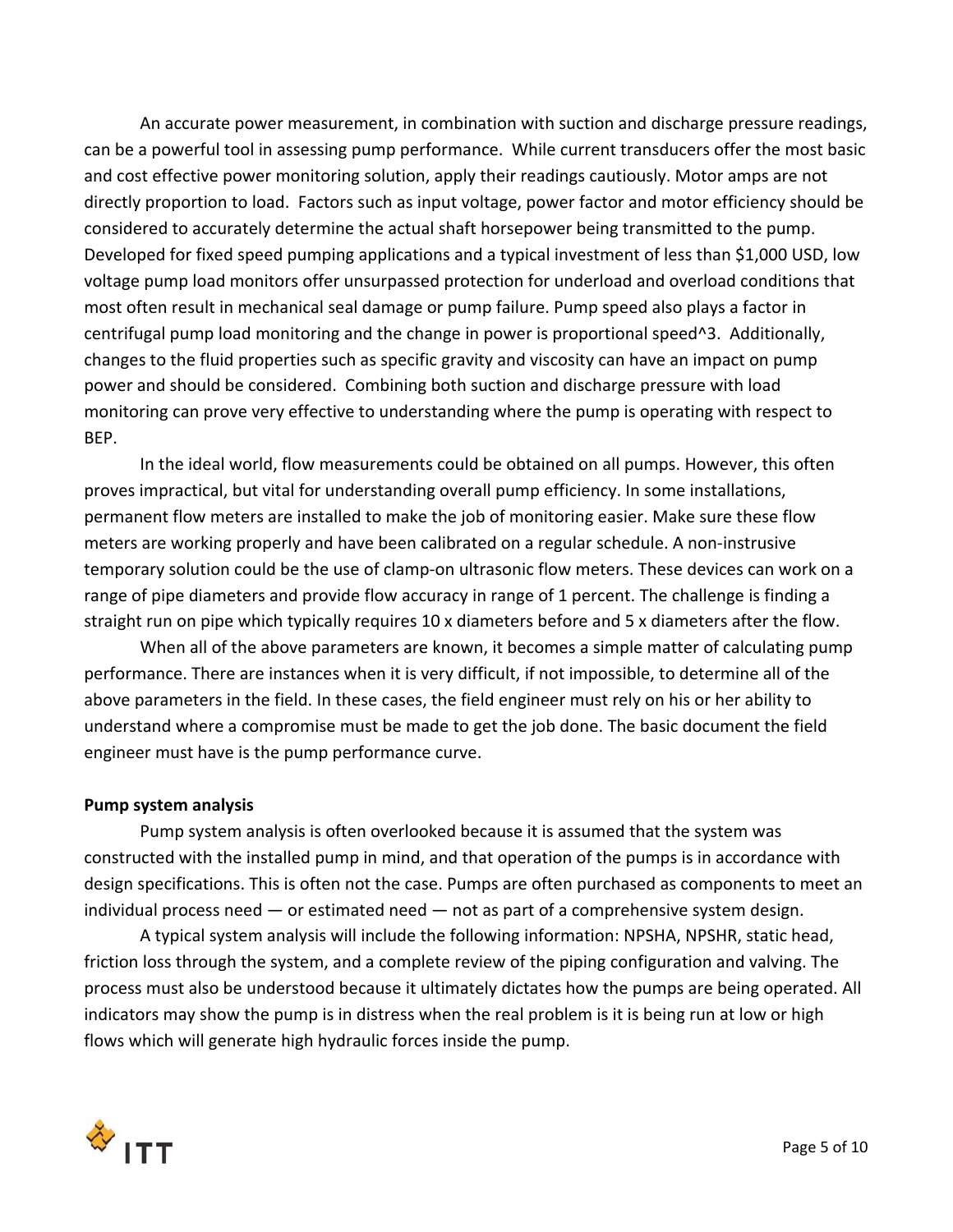An accurate power measurement, in combination with suction and discharge pressure readings, can be a powerful tool in assessing pump performance. While current transducers offer the most basic and cost effective power monitoring solution, apply their readings cautiously. Motor amps are not directly proportion to load. Factors such as input voltage, power factor and motor efficiency should be considered to accurately determine the actual shaft horsepower being transmitted to the pump. Developed for fixed speed pumping applications and a typical investment of less than $1,000 USD, low voltage pump load monitors offer unsurpassed protection for underload and overload conditions that most often result in mechanical seal damage or pump failure. Pump speed also plays a factor in centrifugal pump load monitoring and the change in power is proportional speed^3. Additionally, changes to the fluid properties such as specific gravity and viscosity can have an impact on pump power and should be considered. Combining both suction and discharge pressure with load monitoring can prove very effective to understanding where the pump is operating with respect to BEP.

In the ideal world, flow measurements could be obtained on all pumps. However, this often proves impractical, but vital for understanding overall pump efficiency. In some installations, permanent flow meters are installed to make the job of monitoring easier. Make sure these flow meters are working properly and have been calibrated on a regular schedule. A non-instrusive temporary solution could be the use of clamp-on ultrasonic flow meters. These devices can work on a range of pipe diameters and provide flow accuracy in range of 1 percent. The challenge is finding a straight run on pipe which typically requires 10 x diameters before and 5 x diameters after the flow.

When all of the above parameters are known, it becomes a simple matter of calculating pump performance. There are instances when it is very difficult, if not impossible, to determine all of the above parameters in the field. In these cases, the field engineer must rely on his or her ability to understand where a compromise must be made to get the job done. The basic document the field engineer must have is the pump performance curve.

**Pump system analysis**

Pump system analysis is often overlooked because it is assumed that the system was constructed with the installed pump in mind, and that operation of the pumps is in accordance with design specifications. This is often not the case. Pumps are often purchased as components to meet an individual process need — or estimated need — not as part of a comprehensive system design.

A typical system analysis will include the following information: NPSHA, NPSHR, static head, friction loss through the system, and a complete review of the piping configuration and valving. The process must also be understood because it ultimately dictates how the pumps are being operated. All indicators may show the pump is in distress when the real problem is it is being run at low or high flows which will generate high hydraulic forces inside the pump.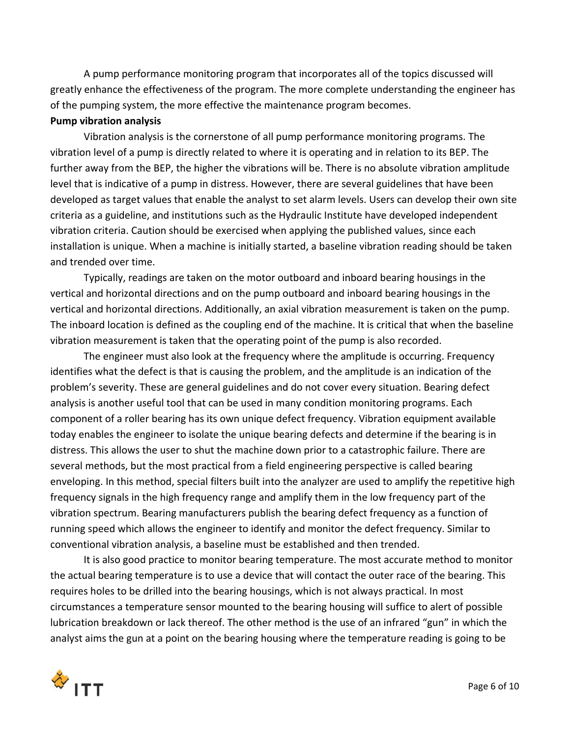A pump performance monitoring program that incorporates all of the topics discussed will greatly enhance the effectiveness of the program. The more complete understanding the engineer has of the pumping system, the more effective the maintenance program becomes.

**Pump vibration analysis**

Vibration analysis is the cornerstone of all pump performance monitoring programs. The vibration level of a pump is directly related to where it is operating and in relation to its BEP. The further away from the BEP, the higher the vibrations will be. There is no absolute vibration amplitude level that is indicative of a pump in distress. However, there are several guidelines that have been developed as target values that enable the analyst to set alarm levels. Users can develop their own site criteria as a guideline, and institutions such as the Hydraulic Institute have developed independent vibration criteria. Caution should be exercised when applying the published values, since each installation is unique. When a machine is initially started, a baseline vibration reading should be taken and trended over time.

Typically, readings are taken on the motor outboard and inboard bearing housings in the vertical and horizontal directions and on the pump outboard and inboard bearing housings in the vertical and horizontal directions. Additionally, an axial vibration measurement is taken on the pump. The inboard location is defined as the coupling end of the machine. It is critical that when the baseline vibration measurement is taken that the operating point of the pump is also recorded.

The engineer must also look at the frequency where the amplitude is occurring. Frequency identifies what the defect is that is causing the problem, and the amplitude is an indication of the problem's severity. These are general guidelines and do not cover every situation. Bearing defect analysis is another useful tool that can be used in many condition monitoring programs. Each component of a roller bearing has its own unique defect frequency. Vibration equipment available today enables the engineer to isolate the unique bearing defects and determine if the bearing is in distress. This allows the user to shut the machine down prior to a catastrophic failure. There are several methods, but the most practical from a field engineering perspective is called bearing enveloping. In this method, special filters built into the analyzer are used to amplify the repetitive high frequency signals in the high frequency range and amplify them in the low frequency part of the vibration spectrum. Bearing manufacturers publish the bearing defect frequency as a function of running speed which allows the engineer to identify and monitor the defect frequency. Similar to conventional vibration analysis, a baseline must be established and then trended.

It is also good practice to monitor bearing temperature. The most accurate method to monitor the actual bearing temperature is to use a device that will contact the outer race of the bearing. This requires holes to be drilled into the bearing housings, which is not always practical. In most circumstances a temperature sensor mounted to the bearing housing will suffice to alert of possible lubrication breakdown or lack thereof. The other method is the use of an infrared "gun" in which the analyst aims the gun at a point on the bearing housing where the temperature reading is going to be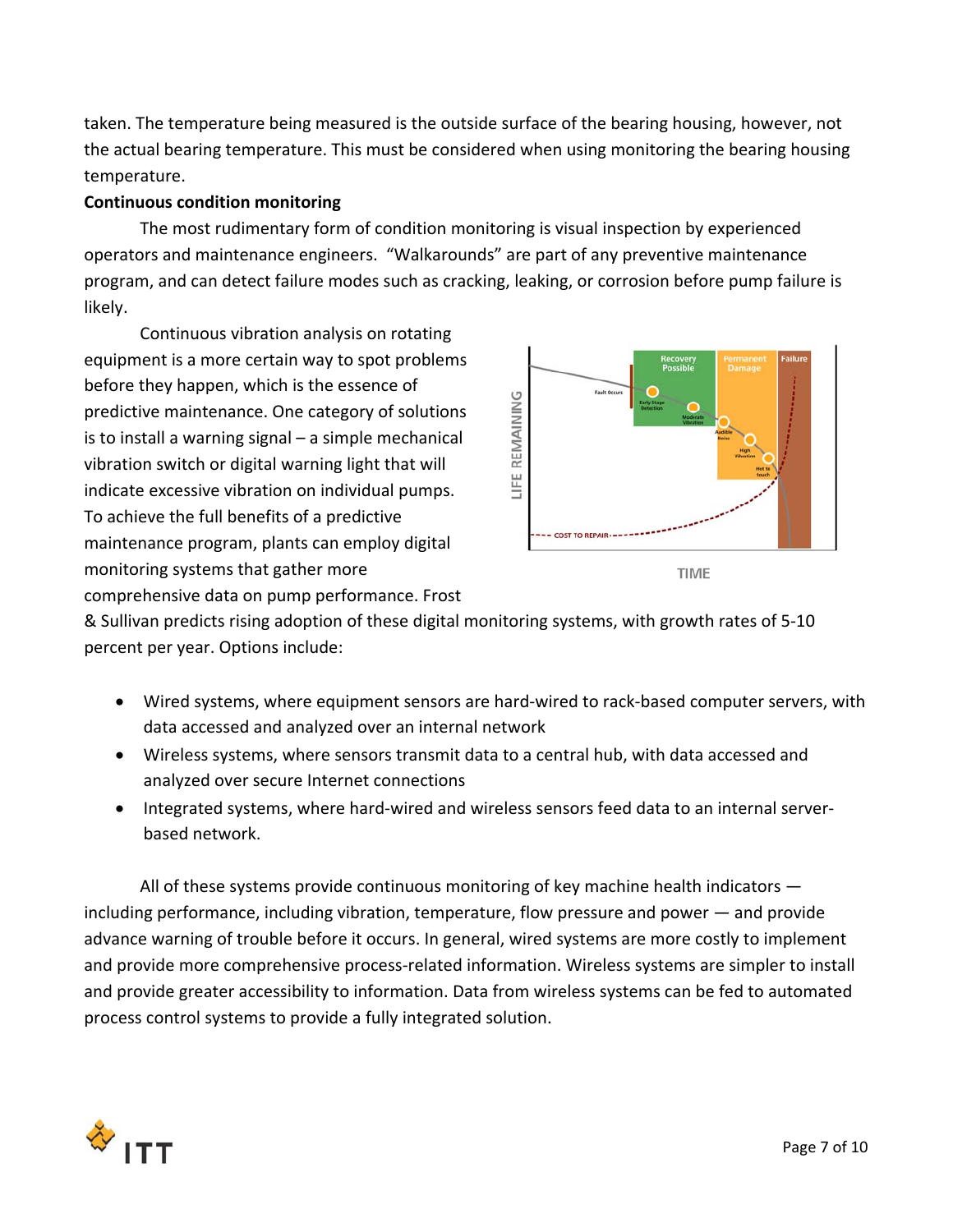taken. The temperature being measured is the outside surface of the bearing housing, however, not the actual bearing temperature. This must be considered when using monitoring the bearing housing temperature.

**Continuous condition monitoring**

The most rudimentary form of condition monitoring is visual inspection by experienced operators and maintenance engineers. "Walkarounds" are part of any preventive maintenance program, and can detect failure modes such as cracking, leaking, or corrosion before pump failure is likely.

Continuous vibration analysis on rotating equipment is a more certain way to spot problems before they happen, which is the essence of predictive maintenance. One category of solutions is to install a warning signal – a simple mechanical vibration switch or digital warning light that will indicate excessive vibration on individual pumps. To achieve the full benefits of a predictive maintenance program, plants can employ digital monitoring systems that gather more comprehensive data on pump performance. Frost & Sullivan predicts rising adoption of these digital monitoring systems, with growth rates of 5-10 percent per year. Options include:

- Wired systems, where equipment sensors are hard-wired to rack-based computer servers, with data accessed and analyzed over an internal network
- Wireless systems, where sensors transmit data to a central hub, with data accessed and analyzed over secure Internet connections
- Integrated systems, where hard-wired and wireless sensors feed data to an internal server-based network.

All of these systems provide continuous monitoring of key machine health indicators — including performance, including vibration, temperature, flow pressure and power — and provide advance warning of trouble before it occurs. In general, wired systems are more costly to implement and provide more comprehensive process-related information. Wireless systems are simpler to install and provide greater accessibility to information. Data from wireless systems can be fed to automated process control systems to provide a fully integrated solution.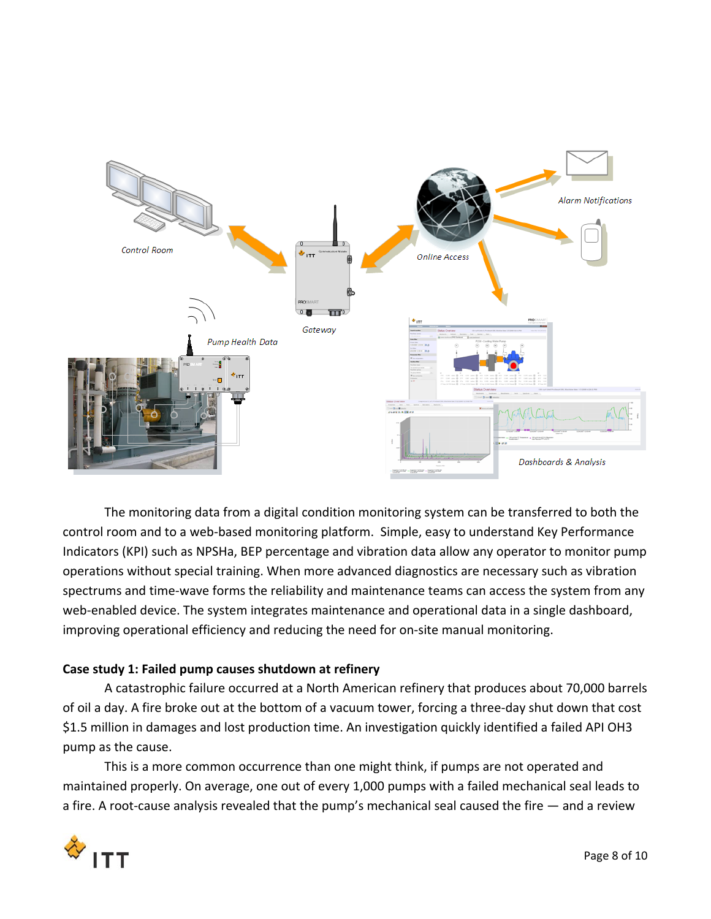The monitoring data from a digital condition monitoring system can be transferred to both the control room and to a web-based monitoring platform. Simple, easy to understand Key Performance Indicators (KPI) such as NPSHa, BEP percentage and vibration data allow any operator to monitor pump operations without special training. When more advanced diagnostics are necessary such as vibration spectrums and time-wave forms the reliability and maintenance teams can access the system from any web-enabled device. The system integrates maintenance and operational data in a single dashboard, improving operational efficiency and reducing the need for on-site manual monitoring.

**Case study 1: Failed pump causes shutdown at refinery**

A catastrophic failure occurred at a North American refinery that produces about 70,000 barrels of oil a day. A fire broke out at the bottom of a vacuum tower, forcing a three-day shut down that cost $1.5 million in damages and lost production time. An investigation quickly identified a failed API OH3 pump as the cause.

This is a more common occurrence than one might think, if pumps are not operated and maintained properly. On average, one out of every 1,000 pumps with a failed mechanical seal leads to a fire. A root-cause analysis revealed that the pump's mechanical seal caused the fire — and a review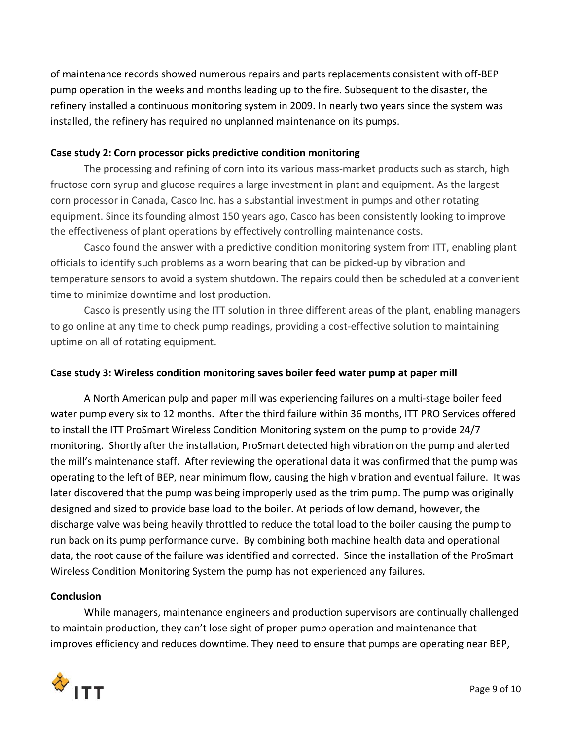of maintenance records showed numerous repairs and parts replacements consistent with off-BEP pump operation in the weeks and months leading up to the fire. Subsequent to the disaster, the refinery installed a continuous monitoring system in 2009. In nearly two years since the system was installed, the refinery has required no unplanned maintenance on its pumps.

**Case study 2: Corn processor picks predictive condition monitoring**

The processing and refining of corn into its various mass-market products such as starch, high fructose corn syrup and glucose requires a large investment in plant and equipment. As the largest corn processor in Canada, Casco Inc. has a substantial investment in pumps and other rotating equipment. Since its founding almost 150 years ago, Casco has been consistently looking to improve the effectiveness of plant operations by effectively controlling maintenance costs.

Casco found the answer with a predictive condition monitoring system from ITT, enabling plant officials to identify such problems as a worn bearing that can be picked-up by vibration and temperature sensors to avoid a system shutdown. The repairs could then be scheduled at a convenient time to minimize downtime and lost production.

Casco is presently using the ITT solution in three different areas of the plant, enabling managers to go online at any time to check pump readings, providing a cost-effective solution to maintaining uptime on all of rotating equipment.

**Case study 3: Wireless condition monitoring saves boiler feed water pump at paper mill**

A North American pulp and paper mill was experiencing failures on a multi-stage boiler feed water pump every six to 12 months. After the third failure within 36 months, ITT PRO Services offered to install the ITT ProSmart Wireless Condition Monitoring system on the pump to provide 24/7 monitoring. Shortly after the installation, ProSmart detected high vibration on the pump and alerted the mill's maintenance staff. After reviewing the operational data it was confirmed that the pump was operating to the left of BEP, near minimum flow, causing the high vibration and eventual failure. It was later discovered that the pump was being improperly used as the trim pump. The pump was originally designed and sized to provide base load to the boiler. At periods of low demand, however, the discharge valve was being heavily throttled to reduce the total load to the boiler causing the pump to run back on its pump performance curve. By combining both machine health data and operational data, the root cause of the failure was identified and corrected. Since the installation of the ProSmart Wireless Condition Monitoring System the pump has not experienced any failures.

**Conclusion**

While managers, maintenance engineers and production supervisors are continually challenged to maintain production, they can't lose sight of proper pump operation and maintenance that improves efficiency and reduces downtime. They need to ensure that pumps are operating near BEP,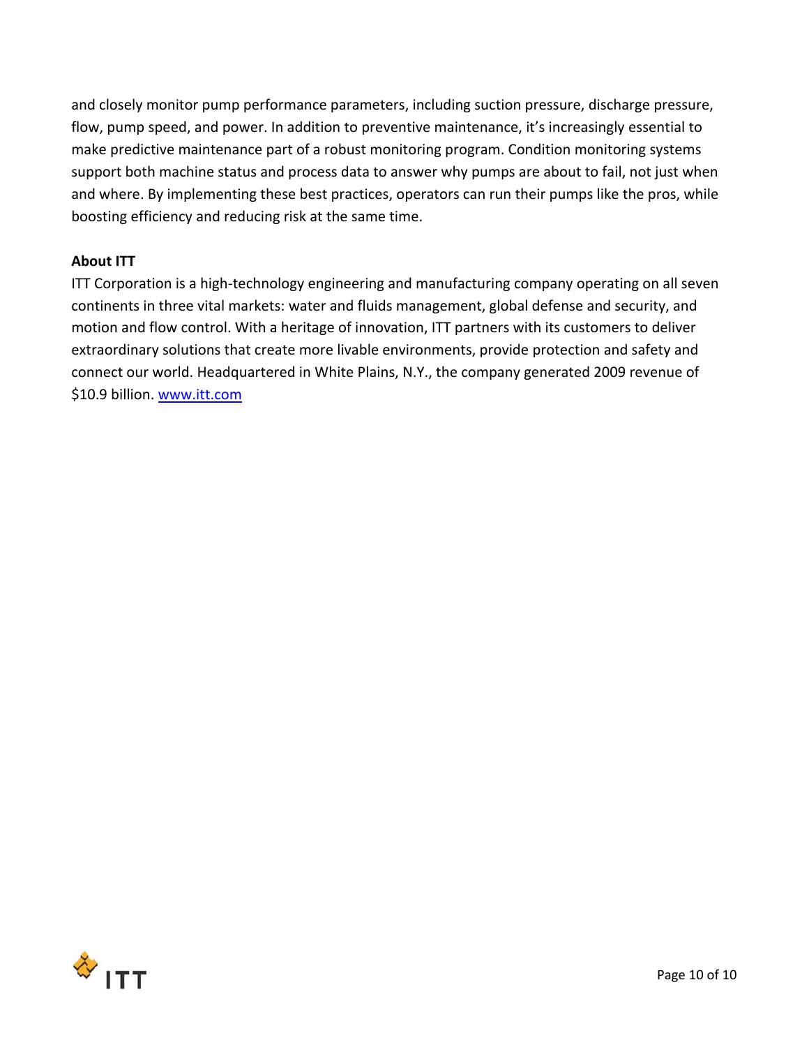and closely monitor pump performance parameters, including suction pressure, discharge pressure, flow, pump speed, and power. In addition to preventive maintenance, it's increasingly essential to make predictive maintenance part of a robust monitoring program. Condition monitoring systems support both machine status and process data to answer why pumps are about to fail, not just when and where. By implementing these best practices, operators can run their pumps like the pros, while boosting efficiency and reducing risk at the same time.

**About ITT**

ITT Corporation is a high-technology engineering and manufacturing company operating on all seven continents in three vital markets: water and fluids management, global defense and security, and motion and flow control. With a heritage of innovation, ITT partners with its customers to deliver extraordinary solutions that create more livable environments, provide protection and safety and connect our world. Headquartered in White Plains, N.Y., the company generated 2009 revenue of $10.9 billion. [www.itt.com](http://www.itt.com)